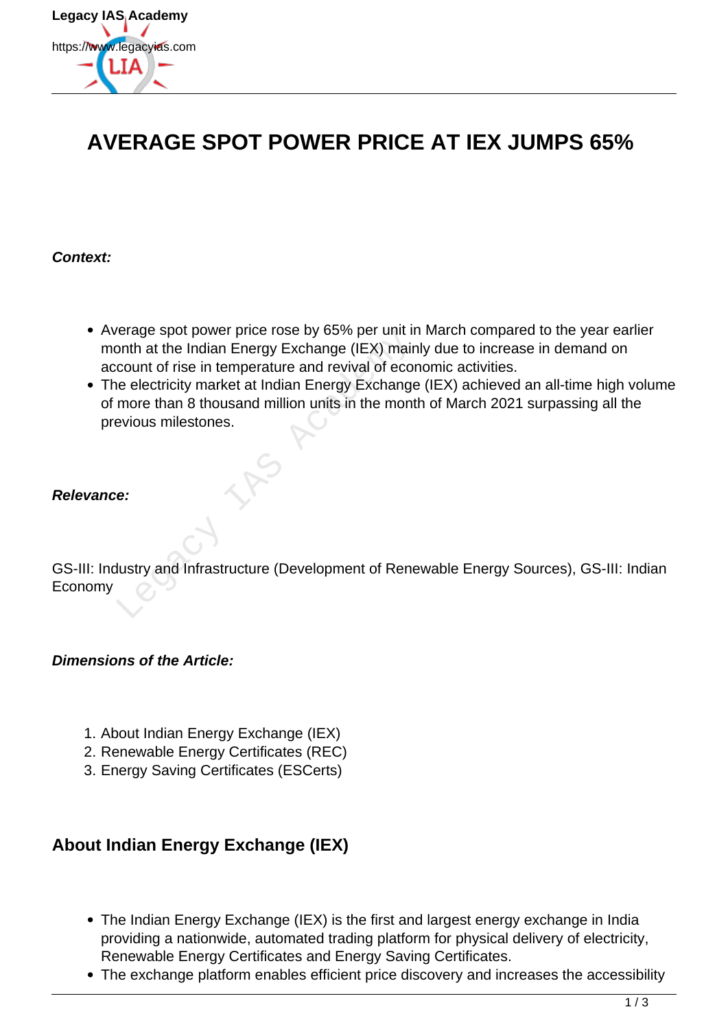# AVERAGE SPOT POWER PRICE AT IEX JUMPS 65%

***Context:***

- Average spot power price rose by 65% per unit in March compared to the year earlier month at the Indian Energy Exchange (IEX) mainly due to increase in demand on account of rise in temperature and revival of economic activities.
- The electricity market at Indian Energy Exchange (IEX) achieved an all-time high volume of more than 8 thousand million units in the month of March 2021 surpassing all the previous milestones.

***Relevance:***

GS-III: Industry and Infrastructure (Development of Renewable Energy Sources), GS-III: Indian Economy

***Dimensions of the Article:***

1. About Indian Energy Exchange (IEX)
2. Renewable Energy Certificates (REC)
3. Energy Saving Certificates (ESCerts)

## About Indian Energy Exchange (IEX)

- The Indian Energy Exchange (IEX) is the first and largest energy exchange in India providing a nationwide, automated trading platform for physical delivery of electricity, Renewable Energy Certificates and Energy Saving Certificates.
- The exchange platform enables efficient price discovery and increases the accessibility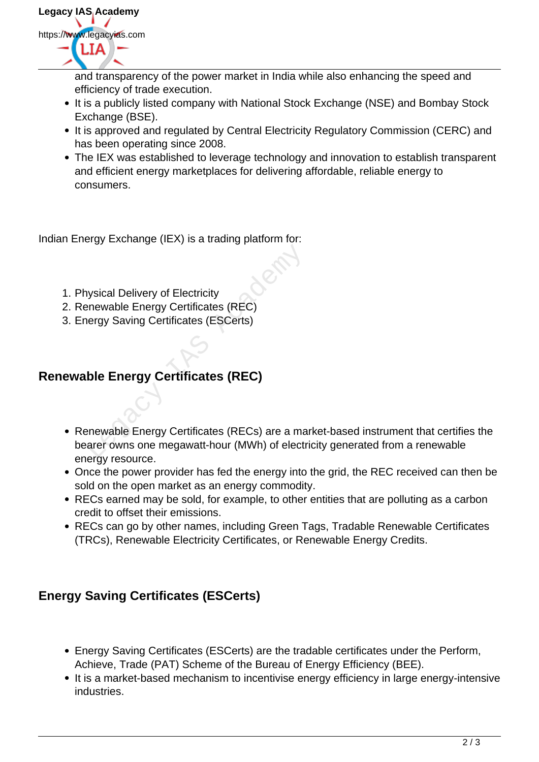and transparency of the power market in India while also enhancing the speed and efficiency of trade execution.

- It is a publicly listed company with National Stock Exchange (NSE) and Bombay Stock Exchange (BSE).
- It is approved and regulated by Central Electricity Regulatory Commission (CERC) and has been operating since 2008.
- The IEX was established to leverage technology and innovation to establish transparent and efficient energy marketplaces for delivering affordable, reliable energy to consumers.

Indian Energy Exchange (IEX) is a trading platform for:

1. Physical Delivery of Electricity
2. Renewable Energy Certificates (REC)
3. Energy Saving Certificates (ESCerts)

## Renewable Energy Certificates (REC)

- Renewable Energy Certificates (RECs) are a market-based instrument that certifies the bearer owns one megawatt-hour (MWh) of electricity generated from a renewable energy resource.
- Once the power provider has fed the energy into the grid, the REC received can then be sold on the open market as an energy commodity.
- RECs earned may be sold, for example, to other entities that are polluting as a carbon credit to offset their emissions.
- RECs can go by other names, including Green Tags, Tradable Renewable Certificates (TRCs), Renewable Electricity Certificates, or Renewable Energy Credits.

## Energy Saving Certificates (ESCerts)

- Energy Saving Certificates (ESCerts) are the tradable certificates under the Perform, Achieve, Trade (PAT) Scheme of the Bureau of Energy Efficiency (BEE).
- It is a market-based mechanism to incentivise energy efficiency in large energy-intensive industries.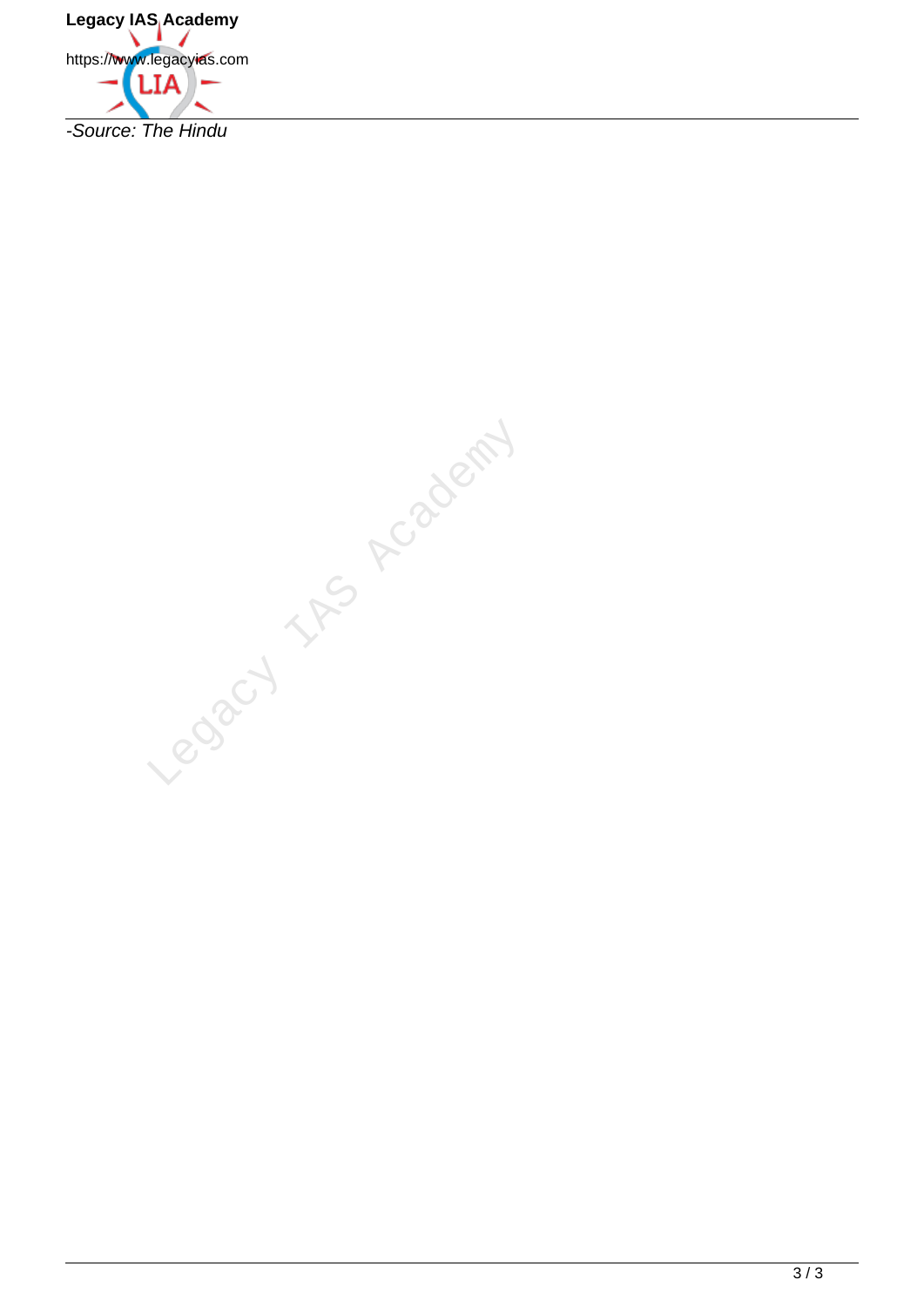*-Source: The Hindu*